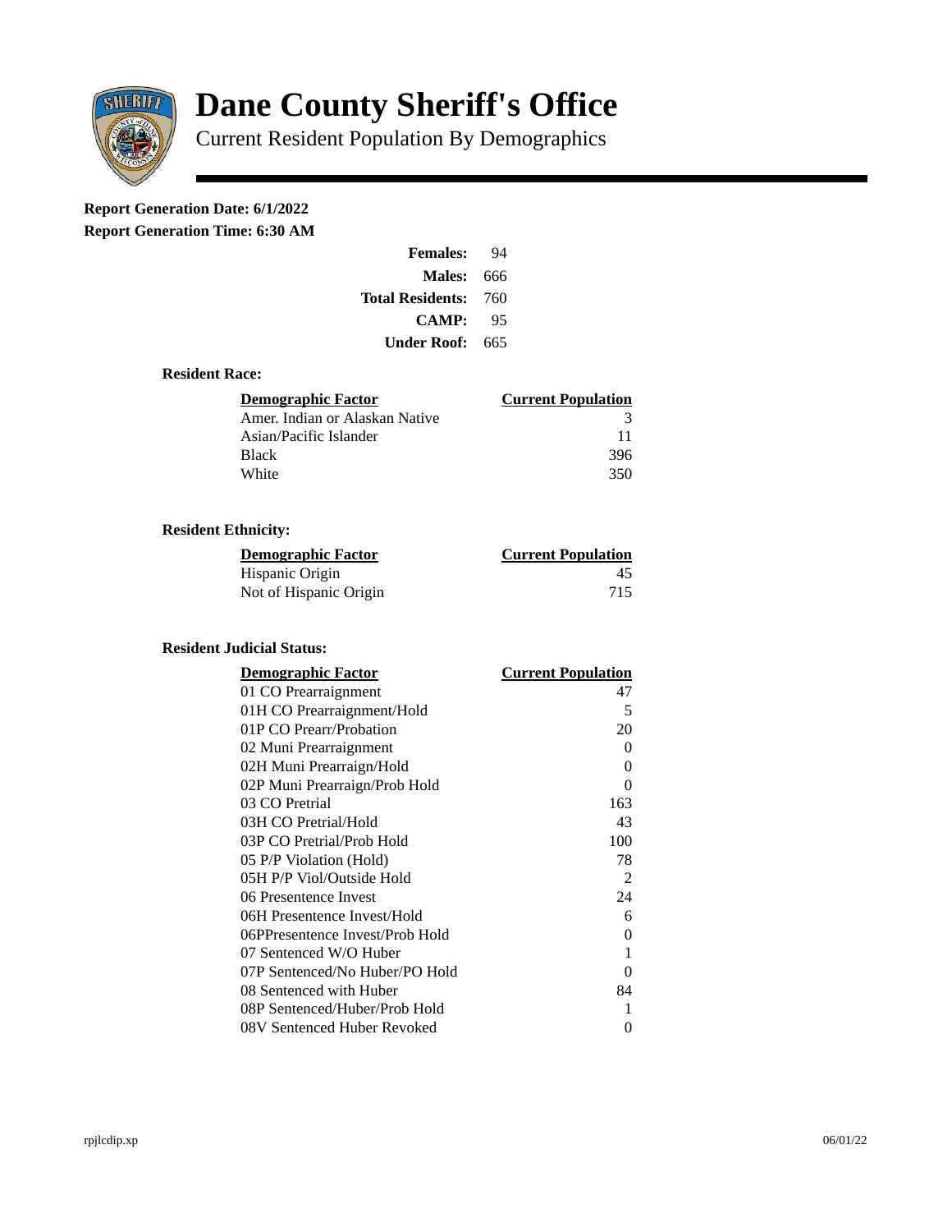# Dane County Sheriff's Office

Current Resident Population By Demographics

**Report Generation Date: 6/1/2022**
**Report Generation Time: 6:30 AM**

| | |
|---|---|
| **Females:** | 94 |
| **Males:** | 666 |
| **Total Residents:** | 760 |
| **CAMP:** | 95 |
| **Under Roof:** | 665 |

### Resident Race:

| Demographic Factor | Current Population |
|---|---|
| Amer. Indian or Alaskan Native | 3 |
| Asian/Pacific Islander | 11 |
| Black | 396 |
| White | 350 |

### Resident Ethnicity:

| Demographic Factor | Current Population |
|---|---|
| Hispanic Origin | 45 |
| Not of Hispanic Origin | 715 |

### Resident Judicial Status:

| Demographic Factor | Current Population |
|---|---|
| 01 CO Prearraignment | 47 |
| 01H CO Prearraignment/Hold | 5 |
| 01P CO Prearr/Probation | 20 |
| 02 Muni Prearraignment | 0 |
| 02H Muni Prearraign/Hold | 0 |
| 02P Muni Prearraign/Prob Hold | 0 |
| 03 CO Pretrial | 163 |
| 03H CO Pretrial/Hold | 43 |
| 03P CO Pretrial/Prob Hold | 100 |
| 05 P/P Violation (Hold) | 78 |
| 05H P/P Viol/Outside Hold | 2 |
| 06 Presentence Invest | 24 |
| 06H Presentence Invest/Hold | 6 |
| 06PPresentence Invest/Prob Hold | 0 |
| 07 Sentenced W/O Huber | 1 |
| 07P Sentenced/No Huber/PO Hold | 0 |
| 08 Sentenced with Huber | 84 |
| 08P Sentenced/Huber/Prob Hold | 1 |
| 08V Sentenced Huber Revoked | 0 |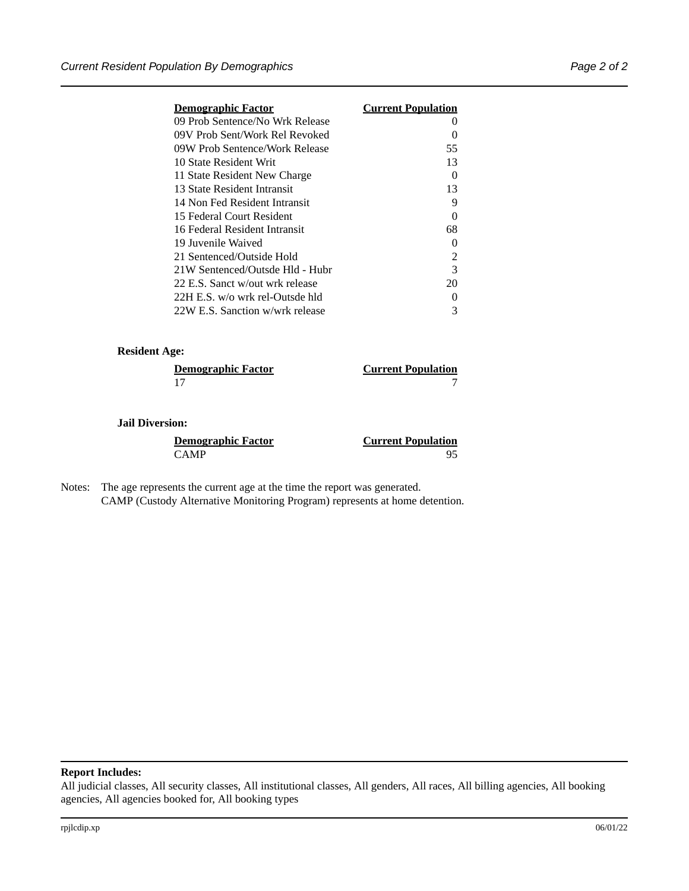| Demographic Factor | Current Population |
|---|---|
| 09 Prob Sentence/No Wrk Release | 0 |
| 09V Prob Sent/Work Rel Revoked | 0 |
| 09W Prob Sentence/Work Release | 55 |
| 10 State Resident Writ | 13 |
| 11 State Resident New Charge | 0 |
| 13 State Resident Intransit | 13 |
| 14 Non Fed Resident Intransit | 9 |
| 15 Federal Court Resident | 0 |
| 16 Federal Resident Intransit | 68 |
| 19 Juvenile Waived | 0 |
| 21 Sentenced/Outside Hold | 2 |
| 21W Sentenced/Outsde Hld - Hubr | 3 |
| 22 E.S. Sanct w/out wrk release | 20 |
| 22H E.S. w/o wrk rel-Outsde hld | 0 |
| 22W E.S. Sanction w/wrk release | 3 |

**Resident Age:**

| Demographic Factor | Current Population |
|---|---|
| 17 | 7 |

**Jail Diversion:**

| Demographic Factor | Current Population |
|---|---|
| CAMP | 95 |

Notes: The age represents the current age at the time the report was generated.
CAMP (Custody Alternative Monitoring Program) represents at home detention.

**Report Includes:**

All judicial classes, All security classes, All institutional classes, All genders, All races, All billing agencies, All booking agencies, All agencies booked for, All booking types

rpjlcdip.xp 06/01/22